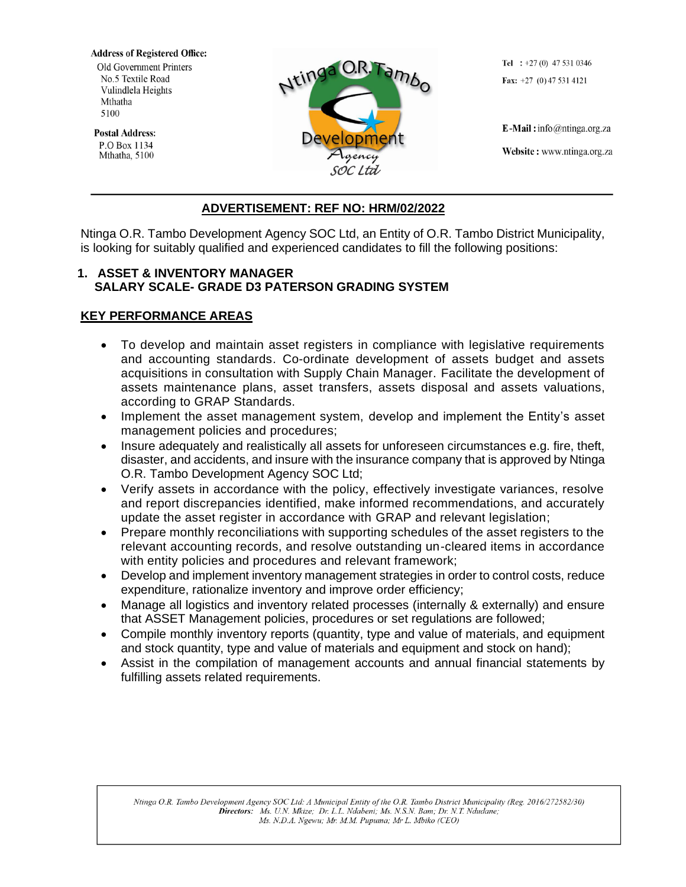**Address of Registered Office:**
Old Government Printers
No.5 Textile Road
Vulindlela Heights
Mthatha
5100

**Postal Address:**
P.O Box 1134
Mthatha, 5100

**Tel** : +27 (0) 47 531 0346
**Fax:** +27 (0) 47 531 4121

**E-Mail :** info@ntinga.org.za
**Website :** www.ntinga.org.za

---

## ADVERTISEMENT: REF NO: HRM/02/2022

Ntinga O.R. Tambo Development Agency SOC Ltd, an Entity of O.R. Tambo District Municipality, is looking for suitably qualified and experienced candidates to fill the following positions:

### 1. ASSET & INVENTORY MANAGER
### SALARY SCALE- GRADE D3 PATERSON GRADING SYSTEM

## KEY PERFORMANCE AREAS

- To develop and maintain asset registers in compliance with legislative requirements and accounting standards. Co-ordinate development of assets budget and assets acquisitions in consultation with Supply Chain Manager. Facilitate the development of assets maintenance plans, asset transfers, assets disposal and assets valuations, according to GRAP Standards.
- Implement the asset management system, develop and implement the Entity's asset management policies and procedures;
- Insure adequately and realistically all assets for unforeseen circumstances e.g. fire, theft, disaster, and accidents, and insure with the insurance company that is approved by Ntinga O.R. Tambo Development Agency SOC Ltd;
- Verify assets in accordance with the policy, effectively investigate variances, resolve and report discrepancies identified, make informed recommendations, and accurately update the asset register in accordance with GRAP and relevant legislation;
- Prepare monthly reconciliations with supporting schedules of the asset registers to the relevant accounting records, and resolve outstanding un-cleared items in accordance with entity policies and procedures and relevant framework;
- Develop and implement inventory management strategies in order to control costs, reduce expenditure, rationalize inventory and improve order efficiency;
- Manage all logistics and inventory related processes (internally & externally) and ensure that ASSET Management policies, procedures or set regulations are followed;
- Compile monthly inventory reports (quantity, type and value of materials, and equipment and stock quantity, type and value of materials and equipment and stock on hand);
- Assist in the compilation of management accounts and annual financial statements by fulfilling assets related requirements.

*Ntinga O.R. Tambo Development Agency SOC Ltd: A Municipal Entity of the O.R. Tambo District Municipality (Reg. 2016/272582/30)*
***Directors:*** *Ms. U.N. Mkize; Dr. L.L. Ndabeni; Ms. N.S.N. Bam; Dr. N.T. Ndudane; Ms. N.D.A. Ngewu; Mr. M.M. Pupuma; Mr L. Mbiko (CEO)*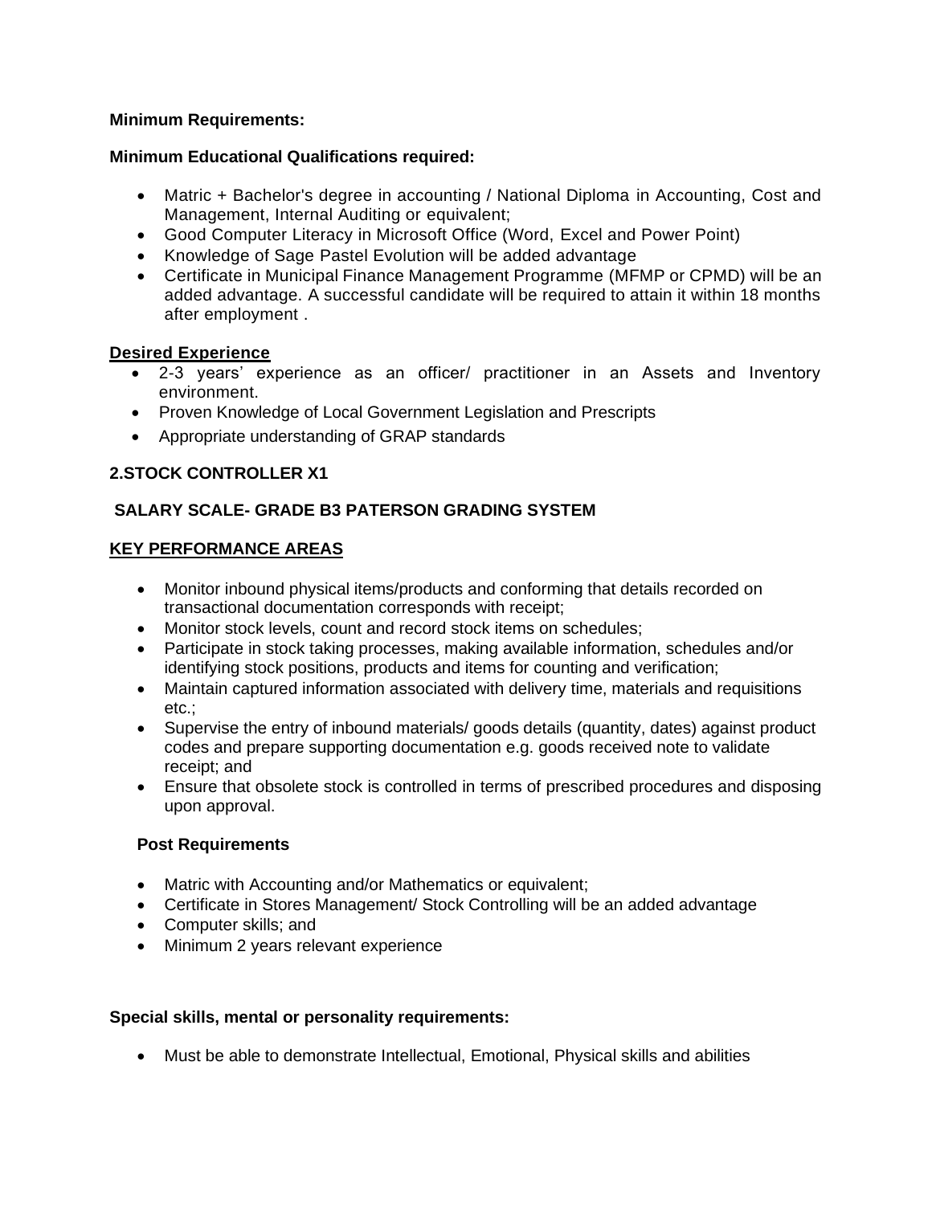**Minimum Requirements:**

**Minimum Educational Qualifications required:**

- Matric + Bachelor's degree in accounting / National Diploma in Accounting, Cost and Management, Internal Auditing or equivalent;
- Good Computer Literacy in Microsoft Office (Word, Excel and Power Point)
- Knowledge of Sage Pastel Evolution will be added advantage
- Certificate in Municipal Finance Management Programme (MFMP or CPMD) will be an added advantage. A successful candidate will be required to attain it within 18 months after employment .

**Desired Experience**

- 2-3 years' experience as an officer/ practitioner in an Assets and Inventory environment.
- Proven Knowledge of Local Government Legislation and Prescripts
- Appropriate understanding of GRAP standards

## 2.STOCK CONTROLLER X1

**SALARY SCALE- GRADE B3 PATERSON GRADING SYSTEM**

**KEY PERFORMANCE AREAS**

- Monitor inbound physical items/products and conforming that details recorded on transactional documentation corresponds with receipt;
- Monitor stock levels, count and record stock items on schedules;
- Participate in stock taking processes, making available information, schedules and/or identifying stock positions, products and items for counting and verification;
- Maintain captured information associated with delivery time, materials and requisitions etc.;
- Supervise the entry of inbound materials/ goods details (quantity, dates) against product codes and prepare supporting documentation e.g. goods received note to validate receipt; and
- Ensure that obsolete stock is controlled in terms of prescribed procedures and disposing upon approval.

**Post Requirements**

- Matric with Accounting and/or Mathematics or equivalent;
- Certificate in Stores Management/ Stock Controlling will be an added advantage
- Computer skills; and
- Minimum 2 years relevant experience

**Special skills, mental or personality requirements:**

- Must be able to demonstrate Intellectual, Emotional, Physical skills and abilities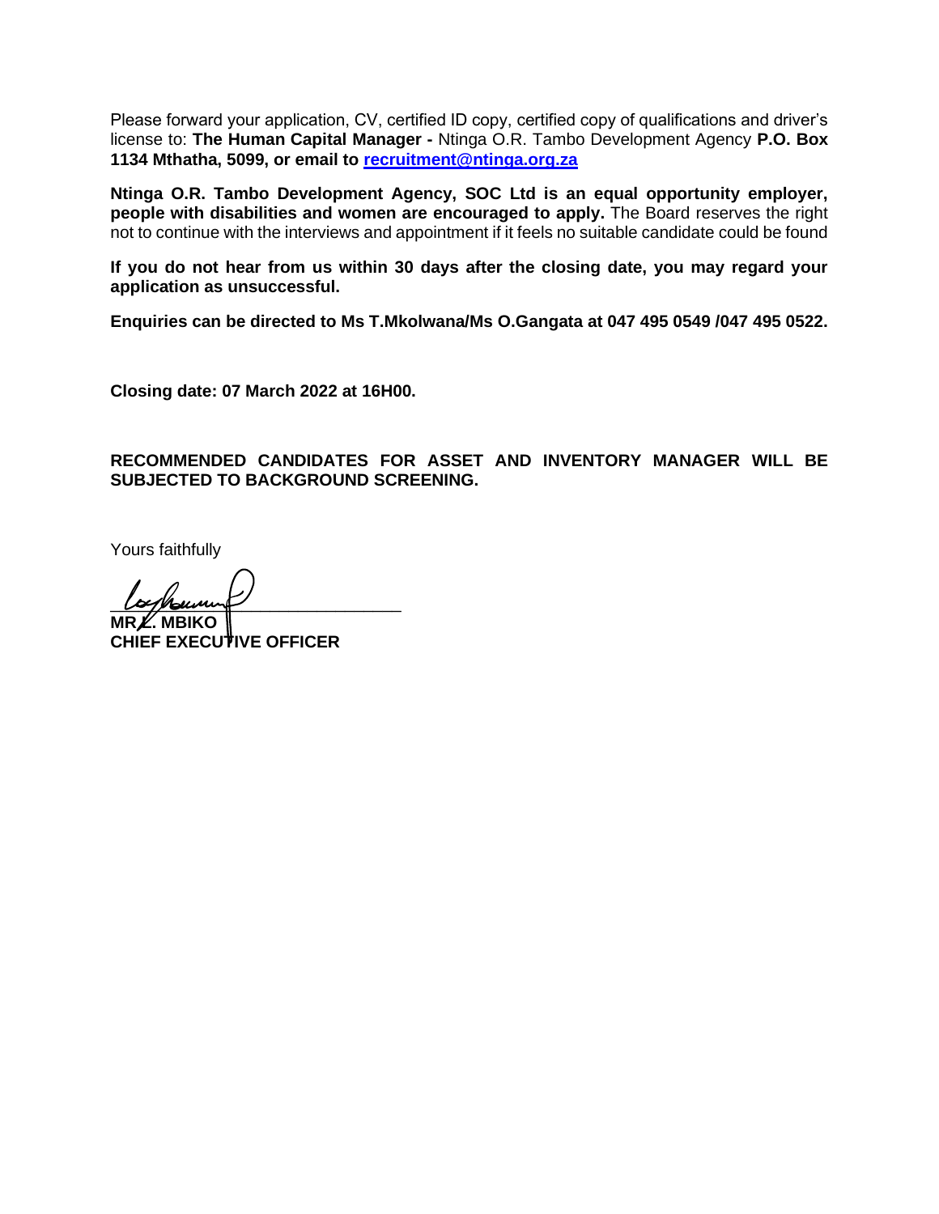Please forward your application, CV, certified ID copy, certified copy of qualifications and driver's license to: **The Human Capital Manager -** Ntinga O.R. Tambo Development Agency **P.O. Box 1134 Mthatha, 5099, or email to [recruitment@ntinga.org.za](mailto:recruitment@ntinga.org.za)**

**Ntinga O.R. Tambo Development Agency, SOC Ltd is an equal opportunity employer, people with disabilities and women are encouraged to apply.** The Board reserves the right not to continue with the interviews and appointment if it feels no suitable candidate could be found

**If you do not hear from us within 30 days after the closing date, you may regard your application as unsuccessful.**

**Enquiries can be directed to Ms T.Mkolwana/Ms O.Gangata at 047 495 0549 /047 495 0522.**

**Closing date: 07 March 2022 at 16H00.**

**RECOMMENDED CANDIDATES FOR ASSET AND INVENTORY MANAGER WILL BE SUBJECTED TO BACKGROUND SCREENING.**

Yours faithfully

**MR L. MBIKO**
**CHIEF EXECUTIVE OFFICER**